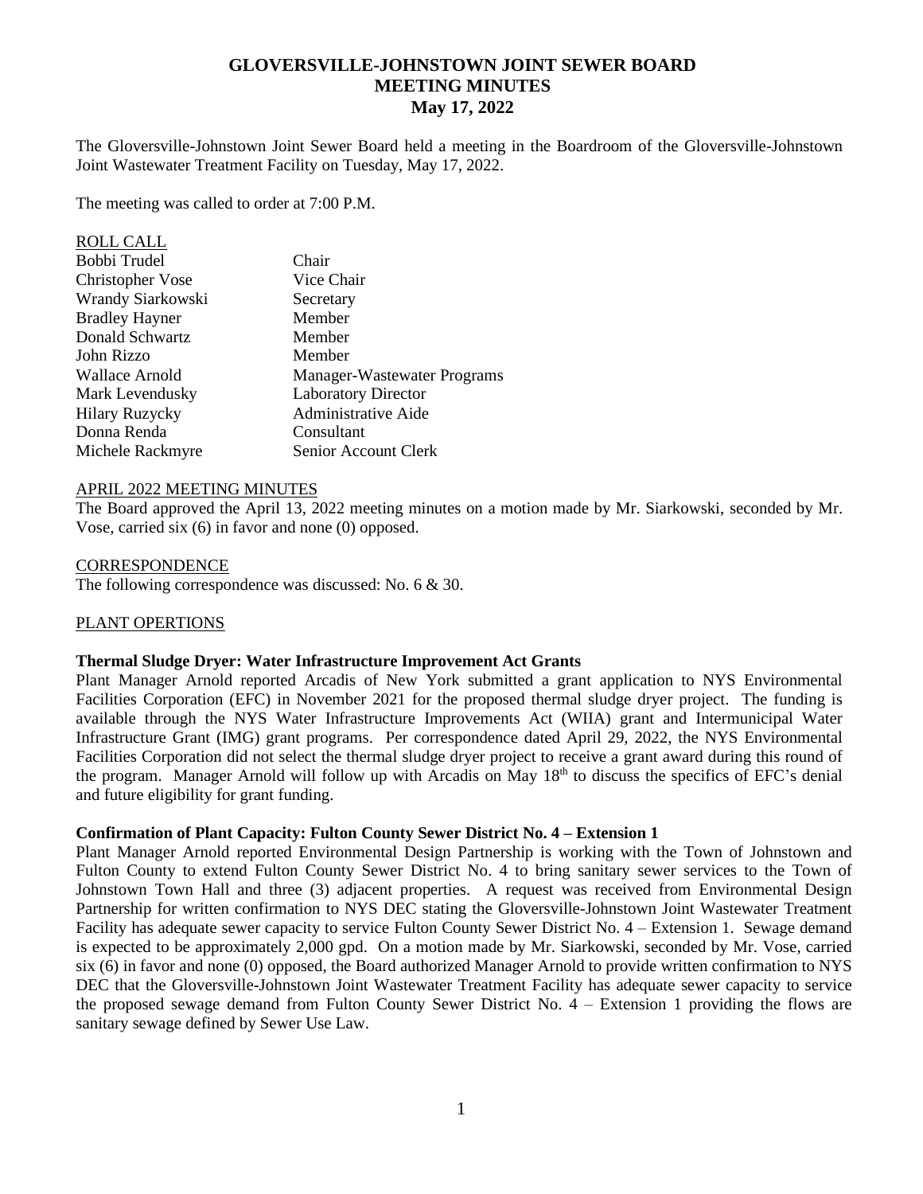# GLOVERSVILLE-JOHNSTOWN JOINT SEWER BOARD
## MEETING MINUTES
### May 17, 2022

The Gloversville-Johnstown Joint Sewer Board held a meeting in the Boardroom of the Gloversville-Johnstown Joint Wastewater Treatment Facility on Tuesday, May 17, 2022.

The meeting was called to order at 7:00 P.M.

ROLL CALL

| | |
|---|---|
| Bobbi Trudel | Chair |
| Christopher Vose | Vice Chair |
| Wrandy Siarkowski | Secretary |
| Bradley Hayner | Member |
| Donald Schwartz | Member |
| John Rizzo | Member |
| Wallace Arnold | Manager-Wastewater Programs |
| Mark Levendusky | Laboratory Director |
| Hilary Ruzycky | Administrative Aide |
| Donna Renda | Consultant |
| Michele Rackmyre | Senior Account Clerk |

APRIL 2022 MEETING MINUTES

The Board approved the April 13, 2022 meeting minutes on a motion made by Mr. Siarkowski, seconded by Mr. Vose, carried six (6) in favor and none (0) opposed.

CORRESPONDENCE

The following correspondence was discussed: No. 6 & 30.

PLANT OPERTIONS

**Thermal Sludge Dryer: Water Infrastructure Improvement Act Grants**

Plant Manager Arnold reported Arcadis of New York submitted a grant application to NYS Environmental Facilities Corporation (EFC) in November 2021 for the proposed thermal sludge dryer project. The funding is available through the NYS Water Infrastructure Improvements Act (WIIA) grant and Intermunicipal Water Infrastructure Grant (IMG) grant programs. Per correspondence dated April 29, 2022, the NYS Environmental Facilities Corporation did not select the thermal sludge dryer project to receive a grant award during this round of the program. Manager Arnold will follow up with Arcadis on May 18th to discuss the specifics of EFC's denial and future eligibility for grant funding.

**Confirmation of Plant Capacity: Fulton County Sewer District No. 4 – Extension 1**

Plant Manager Arnold reported Environmental Design Partnership is working with the Town of Johnstown and Fulton County to extend Fulton County Sewer District No. 4 to bring sanitary sewer services to the Town of Johnstown Town Hall and three (3) adjacent properties. A request was received from Environmental Design Partnership for written confirmation to NYS DEC stating the Gloversville-Johnstown Joint Wastewater Treatment Facility has adequate sewer capacity to service Fulton County Sewer District No. 4 – Extension 1. Sewage demand is expected to be approximately 2,000 gpd. On a motion made by Mr. Siarkowski, seconded by Mr. Vose, carried six (6) in favor and none (0) opposed, the Board authorized Manager Arnold to provide written confirmation to NYS DEC that the Gloversville-Johnstown Joint Wastewater Treatment Facility has adequate sewer capacity to service the proposed sewage demand from Fulton County Sewer District No. 4 – Extension 1 providing the flows are sanitary sewage defined by Sewer Use Law.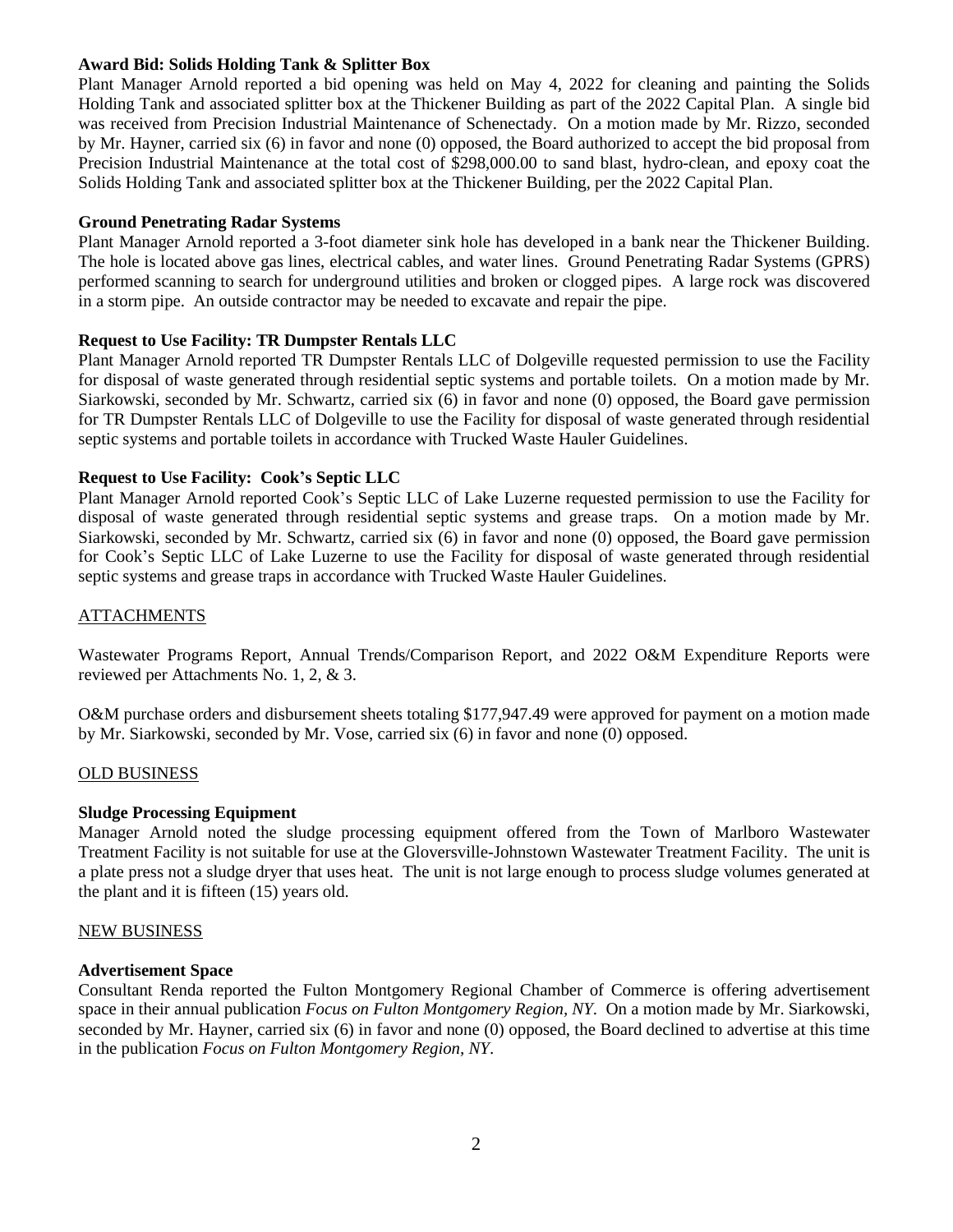**Award Bid: Solids Holding Tank & Splitter Box**

Plant Manager Arnold reported a bid opening was held on May 4, 2022 for cleaning and painting the Solids Holding Tank and associated splitter box at the Thickener Building as part of the 2022 Capital Plan. A single bid was received from Precision Industrial Maintenance of Schenectady. On a motion made by Mr. Rizzo, seconded by Mr. Hayner, carried six (6) in favor and none (0) opposed, the Board authorized to accept the bid proposal from Precision Industrial Maintenance at the total cost of $298,000.00 to sand blast, hydro-clean, and epoxy coat the Solids Holding Tank and associated splitter box at the Thickener Building, per the 2022 Capital Plan.

**Ground Penetrating Radar Systems**

Plant Manager Arnold reported a 3-foot diameter sink hole has developed in a bank near the Thickener Building. The hole is located above gas lines, electrical cables, and water lines. Ground Penetrating Radar Systems (GPRS) performed scanning to search for underground utilities and broken or clogged pipes. A large rock was discovered in a storm pipe. An outside contractor may be needed to excavate and repair the pipe.

**Request to Use Facility: TR Dumpster Rentals LLC**

Plant Manager Arnold reported TR Dumpster Rentals LLC of Dolgeville requested permission to use the Facility for disposal of waste generated through residential septic systems and portable toilets. On a motion made by Mr. Siarkowski, seconded by Mr. Schwartz, carried six (6) in favor and none (0) opposed, the Board gave permission for TR Dumpster Rentals LLC of Dolgeville to use the Facility for disposal of waste generated through residential septic systems and portable toilets in accordance with Trucked Waste Hauler Guidelines.

**Request to Use Facility: Cook's Septic LLC**

Plant Manager Arnold reported Cook's Septic LLC of Lake Luzerne requested permission to use the Facility for disposal of waste generated through residential septic systems and grease traps. On a motion made by Mr. Siarkowski, seconded by Mr. Schwartz, carried six (6) in favor and none (0) opposed, the Board gave permission for Cook's Septic LLC of Lake Luzerne to use the Facility for disposal of waste generated through residential septic systems and grease traps in accordance with Trucked Waste Hauler Guidelines.

## ATTACHMENTS

Wastewater Programs Report, Annual Trends/Comparison Report, and 2022 O&M Expenditure Reports were reviewed per Attachments No. 1, 2, & 3.

O&M purchase orders and disbursement sheets totaling $177,947.49 were approved for payment on a motion made by Mr. Siarkowski, seconded by Mr. Vose, carried six (6) in favor and none (0) opposed.

## OLD BUSINESS

**Sludge Processing Equipment**

Manager Arnold noted the sludge processing equipment offered from the Town of Marlboro Wastewater Treatment Facility is not suitable for use at the Gloversville-Johnstown Wastewater Treatment Facility. The unit is a plate press not a sludge dryer that uses heat. The unit is not large enough to process sludge volumes generated at the plant and it is fifteen (15) years old.

## NEW BUSINESS

**Advertisement Space**

Consultant Renda reported the Fulton Montgomery Regional Chamber of Commerce is offering advertisement space in their annual publication *Focus on Fulton Montgomery Region, NY*. On a motion made by Mr. Siarkowski, seconded by Mr. Hayner, carried six (6) in favor and none (0) opposed, the Board declined to advertise at this time in the publication *Focus on Fulton Montgomery Region, NY*.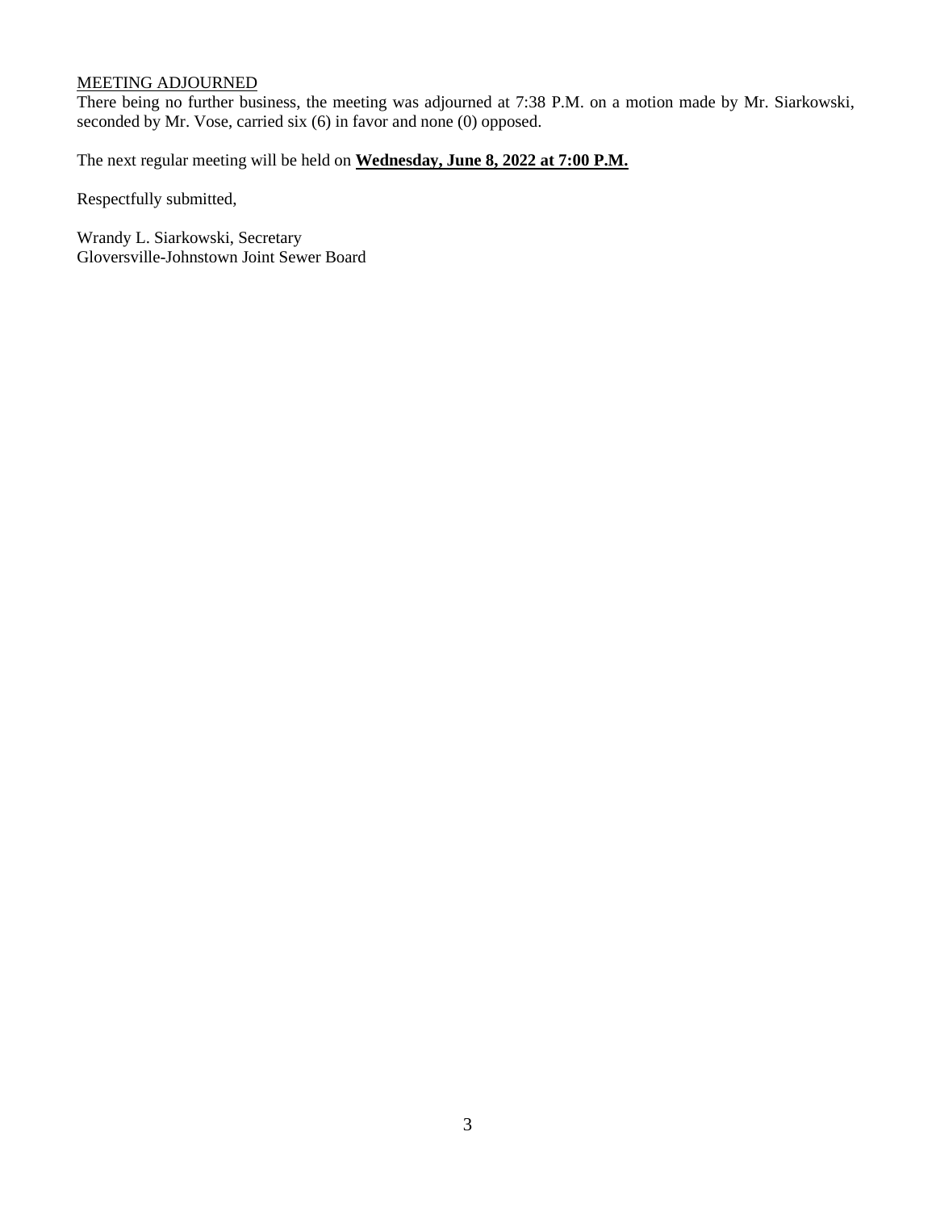MEETING ADJOURNED

There being no further business, the meeting was adjourned at 7:38 P.M. on a motion made by Mr. Siarkowski, seconded by Mr. Vose, carried six (6) in favor and none (0) opposed.

The next regular meeting will be held on **Wednesday, June 8, 2022 at 7:00 P.M.**

Respectfully submitted,

Wrandy L. Siarkowski, Secretary
Gloversville-Johnstown Joint Sewer Board